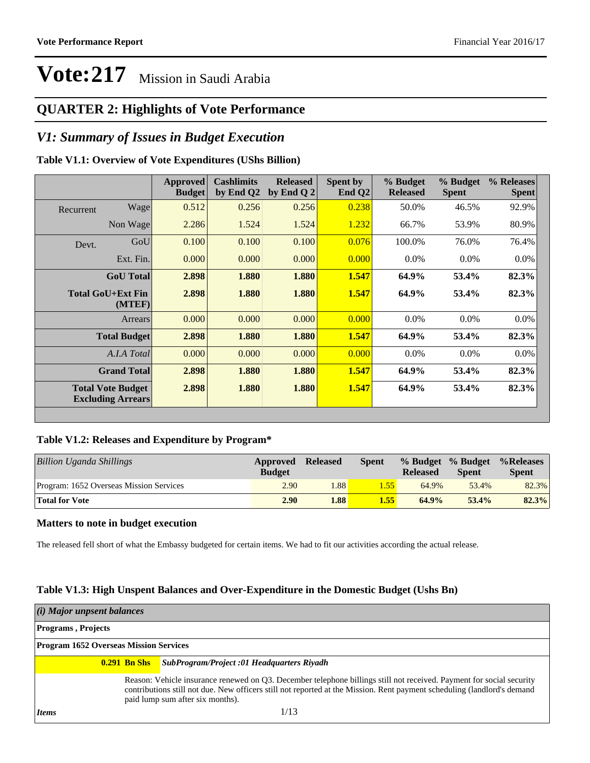# Vote:217 Mission in Saudi Arabia

## QUARTER 2: Highlights of Vote Performance

## *V1: Summary of Issues in Budget Execution*

**Table V1.1: Overview of Vote Expenditures (UShs Billion)**

| | | Approved Budget | Cashlimits by End Q2 | Released by End Q 2 | Spent by End Q2 | % Budget Released | % Budget Spent | % Releases Spent |
|---|---|---|---|---|---|---|---|---|
| Recurrent | Wage | 0.512 | 0.256 | 0.256 | 0.238 | 50.0% | 46.5% | 92.9% |
| | Non Wage | 2.286 | 1.524 | 1.524 | 1.232 | 66.7% | 53.9% | 80.9% |
| Devt. | GoU | 0.100 | 0.100 | 0.100 | 0.076 | 100.0% | 76.0% | 76.4% |
| | Ext. Fin. | 0.000 | 0.000 | 0.000 | 0.000 | 0.0% | 0.0% | 0.0% |
| **GoU Total** | | **2.898** | **1.880** | **1.880** | **1.547** | **64.9%** | **53.4%** | **82.3%** |
| **Total GoU+Ext Fin (MTEF)** | | **2.898** | **1.880** | **1.880** | **1.547** | **64.9%** | **53.4%** | **82.3%** |
| Arrears | | 0.000 | 0.000 | 0.000 | 0.000 | 0.0% | 0.0% | 0.0% |
| **Total Budget** | | **2.898** | **1.880** | **1.880** | **1.547** | **64.9%** | **53.4%** | **82.3%** |
| *A.I.A Total* | | 0.000 | 0.000 | 0.000 | 0.000 | 0.0% | 0.0% | 0.0% |
| **Grand Total** | | **2.898** | **1.880** | **1.880** | **1.547** | **64.9%** | **53.4%** | **82.3%** |
| **Total Vote Budget Excluding Arrears** | | **2.898** | **1.880** | **1.880** | **1.547** | **64.9%** | **53.4%** | **82.3%** |

**Table V1.2: Releases and Expenditure by Program***

| *Billion Uganda Shillings* | Approved Budget | Released | Spent | % Budget Released | % Budget Spent | %Releases Spent |
|---|---|---|---|---|---|---|
| Program: 1652 Overseas Mission Services | 2.90 | 1.88 | 1.55 | 64.9% | 53.4% | 82.3% |
| **Total for Vote** | **2.90** | **1.88** | **1.55** | **64.9%** | **53.4%** | **82.3%** |

### Matters to note in budget execution

The released fell short of what the Embassy budgeted for certain items. We had to fit our activities according the actual release.

**Table V1.3: High Unspent Balances and Over-Expenditure in the Domestic Budget (Ushs Bn)**

| | |
|---|---|
| ***(i) Major unpsent balances*** | |
| **Programs , Projects** | |
| **Program 1652 Overseas Mission Services** | |
| **0.291 Bn Shs** | ***SubProgram/Project :01 Headquarters Riyadh*** |
| | Reason: Vehicle insurance renewed on Q3. December telephone billings still not received. Payment for social security contributions still not due. New officers still not reported at the Mission. Rent payment scheduling (landlord's demand paid lump sum after six months). |
| *Items* | |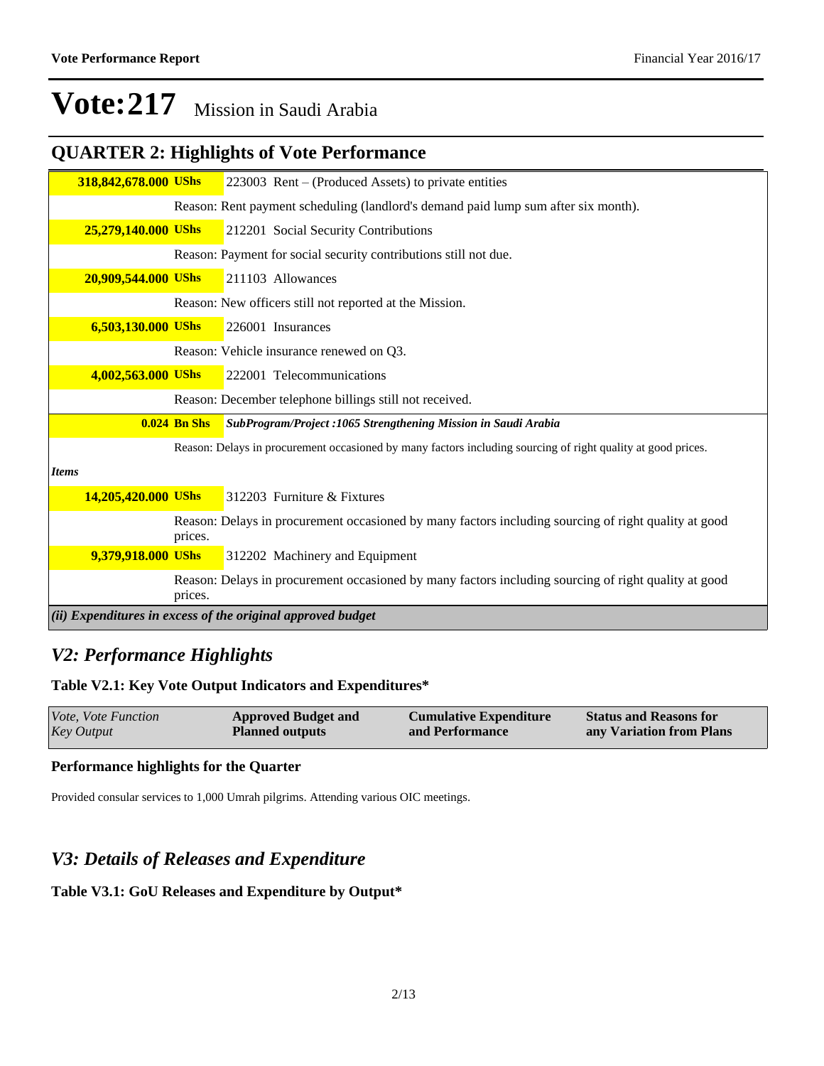# Vote:217 Mission in Saudi Arabia

## QUARTER 2: Highlights of Vote Performance

| | |
|---|---|
| **318,842,678.000 UShs** | 223003 Rent – (Produced Assets) to private entities |
| | Reason: Rent payment scheduling (landlord's demand paid lump sum after six month). |
| **25,279,140.000 UShs** | 212201 Social Security Contributions |
| | Reason: Payment for social security contributions still not due. |
| **20,909,544.000 UShs** | 211103 Allowances |
| | Reason: New officers still not reported at the Mission. |
| **6,503,130.000 UShs** | 226001 Insurances |
| | Reason: Vehicle insurance renewed on Q3. |
| **4,002,563.000 UShs** | 222001 Telecommunications |
| | Reason: December telephone billings still not received. |
| **0.024 Bn Shs** | ***SubProgram/Project :1065 Strengthening Mission in Saudi Arabia*** |
| | Reason: Delays in procurement occasioned by many factors including sourcing of right quality at good prices. |
| ***Items*** | |
| **14,205,420.000 UShs** | 312203 Furniture & Fixtures |
| | Reason: Delays in procurement occasioned by many factors including sourcing of right quality at good prices. |
| **9,379,918.000 UShs** | 312202 Machinery and Equipment |
| | Reason: Delays in procurement occasioned by many factors including sourcing of right quality at good prices. |
| ***(ii) Expenditures in excess of the original approved budget*** | |

## *V2: Performance Highlights*

### Table V2.1: Key Vote Output Indicators and Expenditures*

| *Vote, Vote Function Key Output* | **Approved Budget and Planned outputs** | **Cumulative Expenditure and Performance** | **Status and Reasons for any Variation from Plans** |
|---|---|---|---|

### Performance highlights for the Quarter

Provided consular services to 1,000 Umrah pilgrims. Attending various OIC meetings.

## *V3: Details of Releases and Expenditure*

### Table V3.1: GoU Releases and Expenditure by Output*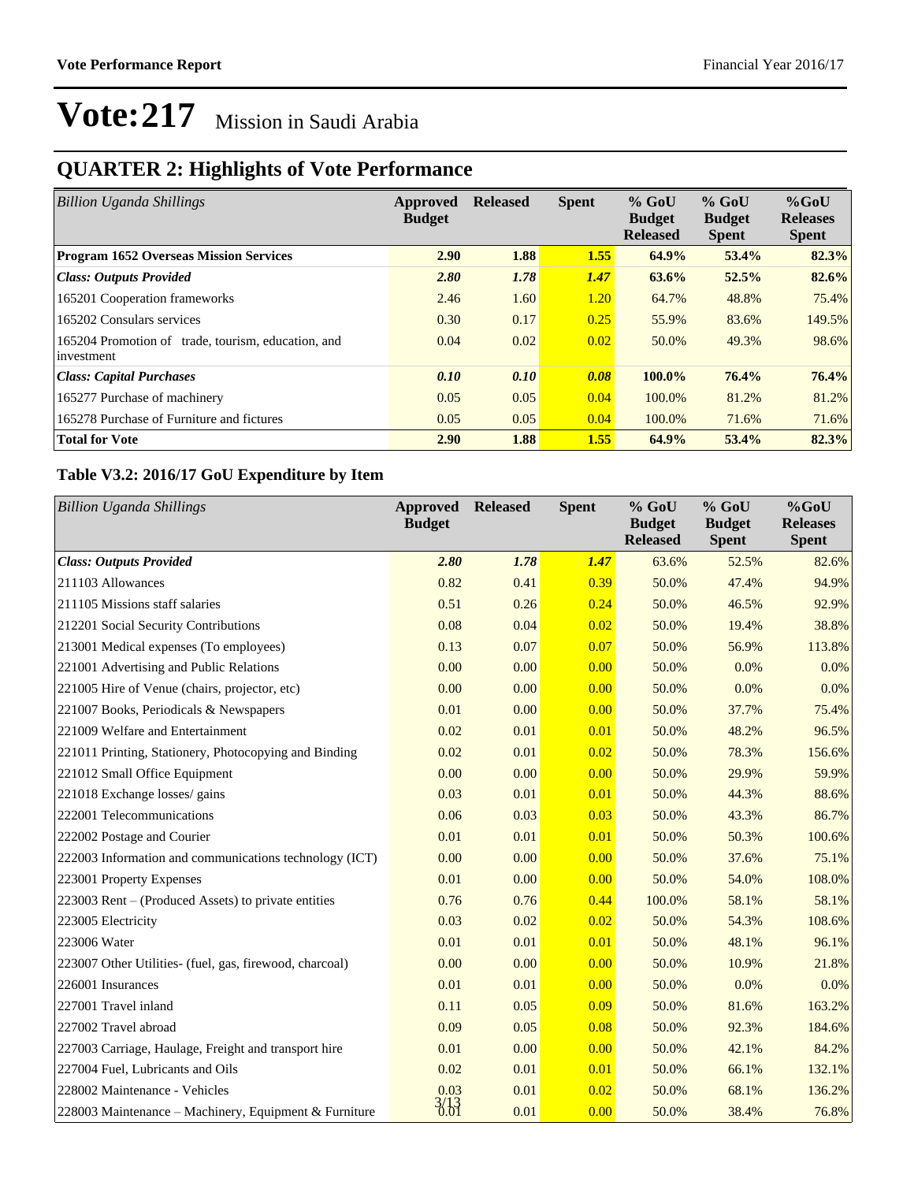# Vote:217 Mission in Saudi Arabia

## QUARTER 2: Highlights of Vote Performance

| *Billion Uganda Shillings* | Approved Budget | Released | Spent | % GoU Budget Released | % GoU Budget Spent | %GoU Releases Spent |
|---|---|---|---|---|---|---|
| **Program 1652 Overseas Mission Services** | **2.90** | **1.88** | **1.55** | **64.9%** | **53.4%** | **82.3%** |
| ***Class: Outputs Provided*** | ***2.80*** | ***1.78*** | ***1.47*** | **63.6%** | **52.5%** | **82.6%** |
| 165201 Cooperation frameworks | 2.46 | 1.60 | 1.20 | 64.7% | 48.8% | 75.4% |
| 165202 Consulars services | 0.30 | 0.17 | 0.25 | 55.9% | 83.6% | 149.5% |
| 165204 Promotion of trade, tourism, education, and investment | 0.04 | 0.02 | 0.02 | 50.0% | 49.3% | 98.6% |
| ***Class: Capital Purchases*** | ***0.10*** | ***0.10*** | ***0.08*** | **100.0%** | **76.4%** | **76.4%** |
| 165277 Purchase of machinery | 0.05 | 0.05 | 0.04 | 100.0% | 81.2% | 81.2% |
| 165278 Purchase of Furniture and fictures | 0.05 | 0.05 | 0.04 | 100.0% | 71.6% | 71.6% |
| **Total for Vote** | **2.90** | **1.88** | **1.55** | **64.9%** | **53.4%** | **82.3%** |

### Table V3.2: 2016/17 GoU Expenditure by Item

| *Billion Uganda Shillings* | Approved Budget | Released | Spent | % GoU Budget Released | % GoU Budget Spent | %GoU Releases Spent |
|---|---|---|---|---|---|---|
| ***Class: Outputs Provided*** | ***2.80*** | ***1.78*** | ***1.47*** | 63.6% | 52.5% | 82.6% |
| 211103 Allowances | 0.82 | 0.41 | 0.39 | 50.0% | 47.4% | 94.9% |
| 211105 Missions staff salaries | 0.51 | 0.26 | 0.24 | 50.0% | 46.5% | 92.9% |
| 212201 Social Security Contributions | 0.08 | 0.04 | 0.02 | 50.0% | 19.4% | 38.8% |
| 213001 Medical expenses (To employees) | 0.13 | 0.07 | 0.07 | 50.0% | 56.9% | 113.8% |
| 221001 Advertising and Public Relations | 0.00 | 0.00 | 0.00 | 50.0% | 0.0% | 0.0% |
| 221005 Hire of Venue (chairs, projector, etc) | 0.00 | 0.00 | 0.00 | 50.0% | 0.0% | 0.0% |
| 221007 Books, Periodicals & Newspapers | 0.01 | 0.00 | 0.00 | 50.0% | 37.7% | 75.4% |
| 221009 Welfare and Entertainment | 0.02 | 0.01 | 0.01 | 50.0% | 48.2% | 96.5% |
| 221011 Printing, Stationery, Photocopying and Binding | 0.02 | 0.01 | 0.02 | 50.0% | 78.3% | 156.6% |
| 221012 Small Office Equipment | 0.00 | 0.00 | 0.00 | 50.0% | 29.9% | 59.9% |
| 221018 Exchange losses/ gains | 0.03 | 0.01 | 0.01 | 50.0% | 44.3% | 88.6% |
| 222001 Telecommunications | 0.06 | 0.03 | 0.03 | 50.0% | 43.3% | 86.7% |
| 222002 Postage and Courier | 0.01 | 0.01 | 0.01 | 50.0% | 50.3% | 100.6% |
| 222003 Information and communications technology (ICT) | 0.00 | 0.00 | 0.00 | 50.0% | 37.6% | 75.1% |
| 223001 Property Expenses | 0.01 | 0.00 | 0.00 | 50.0% | 54.0% | 108.0% |
| 223003 Rent – (Produced Assets) to private entities | 0.76 | 0.76 | 0.44 | 100.0% | 58.1% | 58.1% |
| 223005 Electricity | 0.03 | 0.02 | 0.02 | 50.0% | 54.3% | 108.6% |
| 223006 Water | 0.01 | 0.01 | 0.01 | 50.0% | 48.1% | 96.1% |
| 223007 Other Utilities- (fuel, gas, firewood, charcoal) | 0.00 | 0.00 | 0.00 | 50.0% | 10.9% | 21.8% |
| 226001 Insurances | 0.01 | 0.01 | 0.00 | 50.0% | 0.0% | 0.0% |
| 227001 Travel inland | 0.11 | 0.05 | 0.09 | 50.0% | 81.6% | 163.2% |
| 227002 Travel abroad | 0.09 | 0.05 | 0.08 | 50.0% | 92.3% | 184.6% |
| 227003 Carriage, Haulage, Freight and transport hire | 0.01 | 0.00 | 0.00 | 50.0% | 42.1% | 84.2% |
| 227004 Fuel, Lubricants and Oils | 0.02 | 0.01 | 0.01 | 50.0% | 66.1% | 132.1% |
| 228002 Maintenance - Vehicles | 0.03 | 0.01 | 0.02 | 50.0% | 68.1% | 136.2% |
| 228003 Maintenance – Machinery, Equipment & Furniture | 0.01 | 0.01 | 0.00 | 50.0% | 38.4% | 76.8% |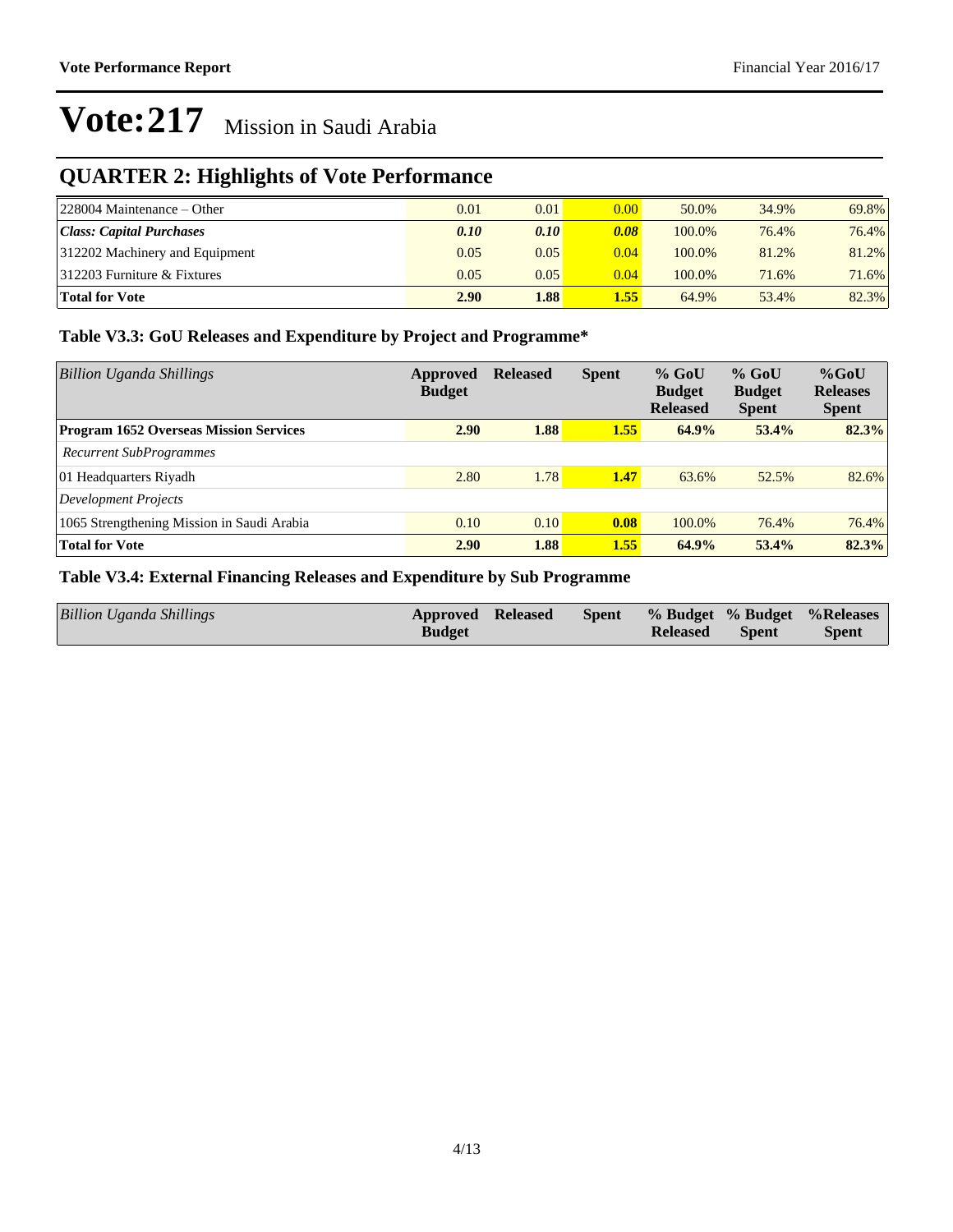# Vote:217 Mission in Saudi Arabia

## QUARTER 2: Highlights of Vote Performance

| | | | | | | |
|---|---|---|---|---|---|---|
| 228004 Maintenance – Other | 0.01 | 0.01 | 0.00 | 50.0% | 34.9% | 69.8% |
| ***Class: Capital Purchases*** | ***0.10*** | ***0.10*** | ***0.08*** | 100.0% | 76.4% | 76.4% |
| 312202 Machinery and Equipment | 0.05 | 0.05 | 0.04 | 100.0% | 81.2% | 81.2% |
| 312203 Furniture & Fixtures | 0.05 | 0.05 | 0.04 | 100.0% | 71.6% | 71.6% |
| **Total for Vote** | **2.90** | **1.88** | **1.55** | 64.9% | 53.4% | 82.3% |

### Table V3.3: GoU Releases and Expenditure by Project and Programme*

| *Billion Uganda Shillings* | **Approved Budget** | **Released** | **Spent** | **% GoU Budget Released** | **% GoU Budget Spent** | **%GoU Releases Spent** |
|---|---|---|---|---|---|---|
| **Program 1652 Overseas Mission Services** | **2.90** | **1.88** | **1.55** | **64.9%** | **53.4%** | **82.3%** |
| *Recurrent SubProgrammes* | | | | | | |
| 01 Headquarters Riyadh | 2.80 | 1.78 | 1.47 | 63.6% | 52.5% | 82.6% |
| *Development Projects* | | | | | | |
| 1065 Strengthening Mission in Saudi Arabia | 0.10 | 0.10 | 0.08 | 100.0% | 76.4% | 76.4% |
| **Total for Vote** | **2.90** | **1.88** | **1.55** | **64.9%** | **53.4%** | **82.3%** |

### Table V3.4: External Financing Releases and Expenditure by Sub Programme

| *Billion Uganda Shillings* | **Approved Budget** | **Released** | **Spent** | **% Budget Released** | **% Budget Spent** | **%Releases Spent** |
|---|---|---|---|---|---|---|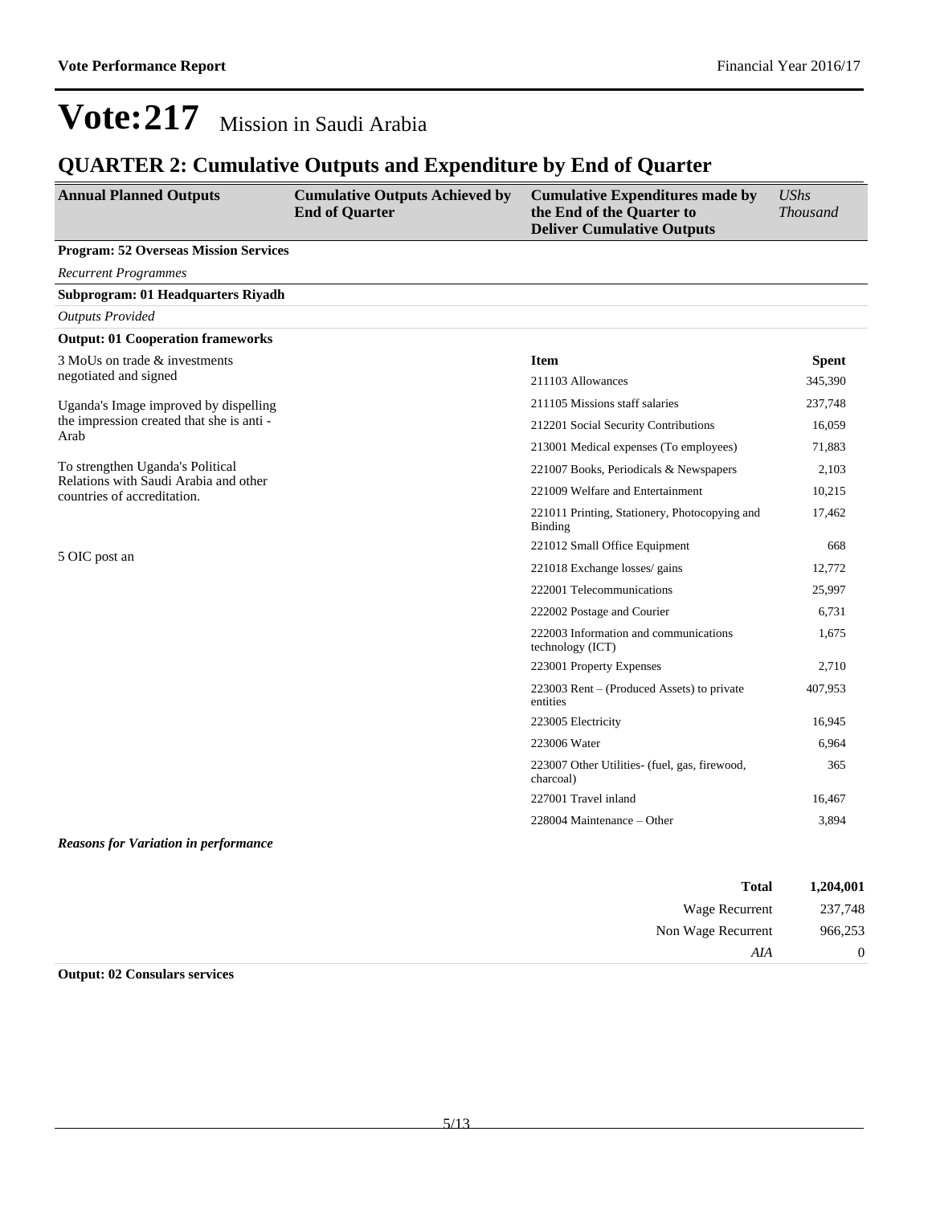# Vote:217 Mission in Saudi Arabia

## QUARTER 2: Cumulative Outputs and Expenditure by End of Quarter

| Annual Planned Outputs | Cumulative Outputs Achieved by End of Quarter | Cumulative Expenditures made by the End of the Quarter to Deliver Cumulative Outputs | *UShs Thousand* |
|---|---|---|---|

**Program: 52 Overseas Mission Services**

*Recurrent Programmes*

**Subprogram: 01 Headquarters Riyadh**

*Outputs Provided*

**Output: 01 Cooperation frameworks**

3 MoUs on trade & investments negotiated and signed

Uganda's Image improved by dispelling the impression created that she is anti - Arab

To strengthen Uganda's Political Relations with Saudi Arabia and other countries of accreditation.

5 OIC post an

| Item | Spent |
|---|---|
| 211103 Allowances | 345,390 |
| 211105 Missions staff salaries | 237,748 |
| 212201 Social Security Contributions | 16,059 |
| 213001 Medical expenses (To employees) | 71,883 |
| 221007 Books, Periodicals & Newspapers | 2,103 |
| 221009 Welfare and Entertainment | 10,215 |
| 221011 Printing, Stationery, Photocopying and Binding | 17,462 |
| 221012 Small Office Equipment | 668 |
| 221018 Exchange losses/ gains | 12,772 |
| 222001 Telecommunications | 25,997 |
| 222002 Postage and Courier | 6,731 |
| 222003 Information and communications technology (ICT) | 1,675 |
| 223001 Property Expenses | 2,710 |
| 223003 Rent – (Produced Assets) to private entities | 407,953 |
| 223005 Electricity | 16,945 |
| 223006 Water | 6,964 |
| 223007 Other Utilities- (fuel, gas, firewood, charcoal) | 365 |
| 227001 Travel inland | 16,467 |
| 228004 Maintenance – Other | 3,894 |

***Reasons for Variation in performance***

| | |
|---|---|
| **Total** | **1,204,001** |
| Wage Recurrent | 237,748 |
| Non Wage Recurrent | 966,253 |
| *AIA* | 0 |

**Output: 02 Consulars services**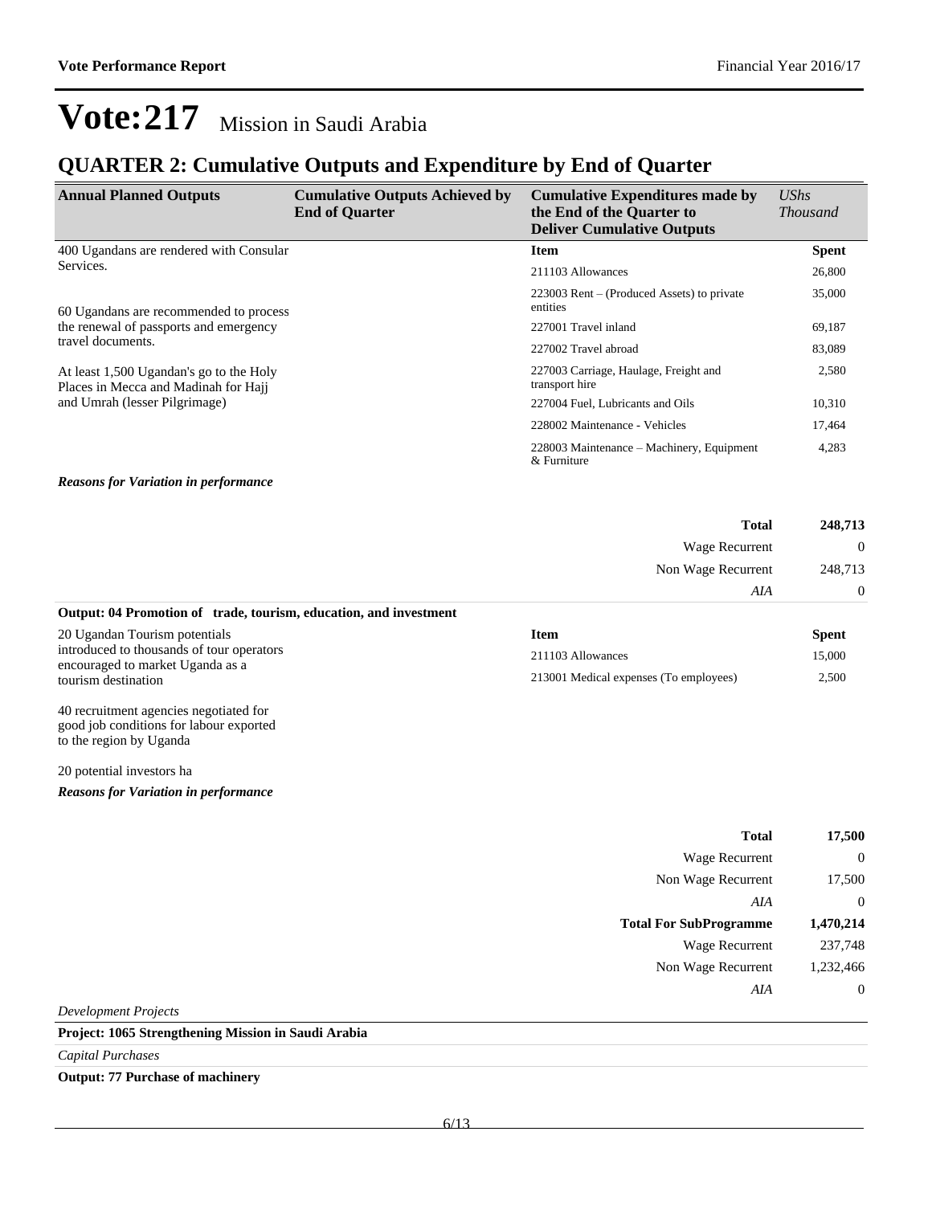# Vote:217 Mission in Saudi Arabia

## QUARTER 2: Cumulative Outputs and Expenditure by End of Quarter

| Annual Planned Outputs | Cumulative Outputs Achieved by End of Quarter | Cumulative Expenditures made by the End of the Quarter to Deliver Cumulative Outputs | *UShs Thousand* |
|---|---|---|---|
| 400 Ugandans are rendered with Consular Services.<br><br>60 Ugandans are recommended to process the renewal of passports and emergency travel documents.<br><br>At least 1,500 Ugandan's go to the Holy Places in Mecca and Madinah for Hajj and Umrah (lesser Pilgrimage) | | **Item** | **Spent** |
| | | 211103 Allowances | 26,800 |
| | | 223003 Rent – (Produced Assets) to private entities | 35,000 |
| | | 227001 Travel inland | 69,187 |
| | | 227002 Travel abroad | 83,089 |
| | | 227003 Carriage, Haulage, Freight and transport hire | 2,580 |
| | | 227004 Fuel, Lubricants and Oils | 10,310 |
| | | 228002 Maintenance - Vehicles | 17,464 |
| | | 228003 Maintenance – Machinery, Equipment & Furniture | 4,283 |

***Reasons for Variation in performance***

| | |
|---|---|
| **Total** | **248,713** |
| Wage Recurrent | 0 |
| Non Wage Recurrent | 248,713 |
| *AIA* | 0 |

**Output: 04 Promotion of trade, tourism, education, and investment**

| Annual Planned Outputs | Cumulative Outputs Achieved by End of Quarter | Item | Spent |
|---|---|---|---|
| 20 Ugandan Tourism potentials introduced to thousands of tour operators encouraged to market Uganda as a tourism destination<br><br>40 recruitment agencies negotiated for good job conditions for labour exported to the region by Uganda<br><br>20 potential investors ha | | 211103 Allowances | 15,000 |
| | | 213001 Medical expenses (To employees) | 2,500 |

***Reasons for Variation in performance***

| | |
|---|---|
| **Total** | **17,500** |
| Wage Recurrent | 0 |
| Non Wage Recurrent | 17,500 |
| *AIA* | 0 |
| **Total For SubProgramme** | **1,470,214** |
| Wage Recurrent | 237,748 |
| Non Wage Recurrent | 1,232,466 |
| *AIA* | 0 |

*Development Projects*

**Project: 1065 Strengthening Mission in Saudi Arabia**

*Capital Purchases*

**Output: 77 Purchase of machinery**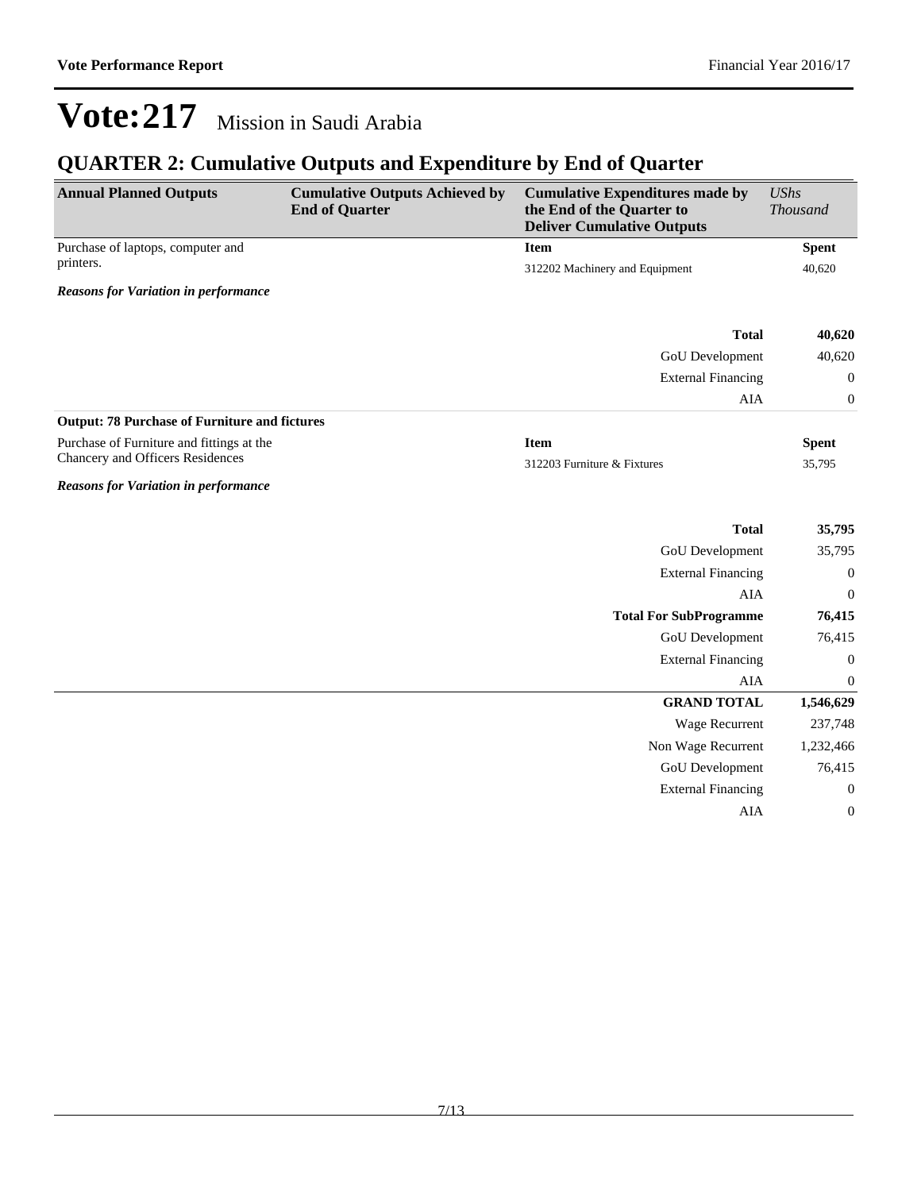# Vote:217 Mission in Saudi Arabia

## QUARTER 2: Cumulative Outputs and Expenditure by End of Quarter

| Annual Planned Outputs | Cumulative Outputs Achieved by End of Quarter | Cumulative Expenditures made by the End of the Quarter to Deliver Cumulative Outputs | *UShs Thousand* |
|---|---|---|---|
| Purchase of laptops, computer and printers. | | **Item** | **Spent** |
| | | 312202 Machinery and Equipment | 40,620 |
| ***Reasons for Variation in performance*** | | | |
| | | **Total** | **40,620** |
| | | GoU Development | 40,620 |
| | | External Financing | 0 |
| | | AIA | 0 |
| **Output: 78 Purchase of Furniture and fictures** | | | |
| Purchase of Furniture and fittings at the Chancery and Officers Residences | | **Item** | **Spent** |
| | | 312203 Furniture & Fixtures | 35,795 |
| ***Reasons for Variation in performance*** | | | |
| | | **Total** | **35,795** |
| | | GoU Development | 35,795 |
| | | External Financing | 0 |
| | | AIA | 0 |
| | | **Total For SubProgramme** | **76,415** |
| | | GoU Development | 76,415 |
| | | External Financing | 0 |
| | | AIA | 0 |
| | | **GRAND TOTAL** | **1,546,629** |
| | | Wage Recurrent | 237,748 |
| | | Non Wage Recurrent | 1,232,466 |
| | | GoU Development | 76,415 |
| | | External Financing | 0 |
| | | AIA | 0 |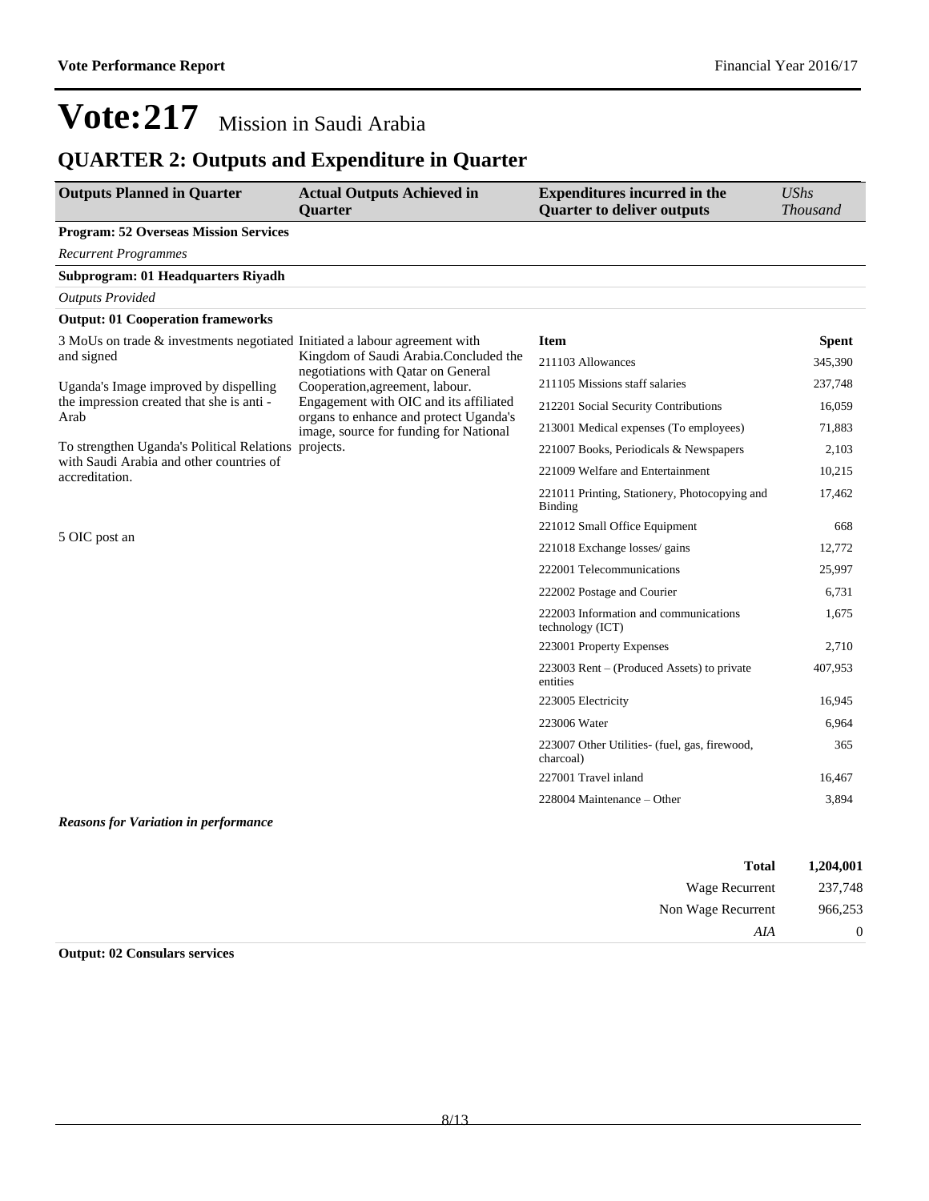# Vote:217 Mission in Saudi Arabia

## QUARTER 2: Outputs and Expenditure in Quarter

| Outputs Planned in Quarter | Actual Outputs Achieved in Quarter | Expenditures incurred in the Quarter to deliver outputs | *UShs Thousand* |
|---|---|---|---|
| **Program: 52 Overseas Mission Services** | | | |
| *Recurrent Programmes* | | | |
| **Subprogram: 01 Headquarters Riyadh** | | | |
| *Outputs Provided* | | | |
| **Output: 01 Cooperation frameworks** | | | |
| 3 MoUs on trade & investments negotiated and signed<br><br>Uganda's Image improved by dispelling the impression created that she is anti - Arab<br><br>To strengthen Uganda's Political Relations with Saudi Arabia and other countries of accreditation.<br><br>5 OIC post an | Initiated a labour agreement with Kingdom of Saudi Arabia.Concluded the negotiations with Qatar on General Cooperation,agreement, labour. Engagement with OIC and its affiliated organs to enhance and protect Uganda's image, source for funding for National projects. | **Item** | **Spent** |
| | | 211103 Allowances | 345,390 |
| | | 211105 Missions staff salaries | 237,748 |
| | | 212201 Social Security Contributions | 16,059 |
| | | 213001 Medical expenses (To employees) | 71,883 |
| | | 221007 Books, Periodicals & Newspapers | 2,103 |
| | | 221009 Welfare and Entertainment | 10,215 |
| | | 221011 Printing, Stationery, Photocopying and Binding | 17,462 |
| | | 221012 Small Office Equipment | 668 |
| | | 221018 Exchange losses/ gains | 12,772 |
| | | 222001 Telecommunications | 25,997 |
| | | 222002 Postage and Courier | 6,731 |
| | | 222003 Information and communications technology (ICT) | 1,675 |
| | | 223001 Property Expenses | 2,710 |
| | | 223003 Rent – (Produced Assets) to private entities | 407,953 |
| | | 223005 Electricity | 16,945 |
| | | 223006 Water | 6,964 |
| | | 223007 Other Utilities- (fuel, gas, firewood, charcoal) | 365 |
| | | 227001 Travel inland | 16,467 |
| | | 228004 Maintenance – Other | 3,894 |

***Reasons for Variation in performance***

| | |
|---|---|
| **Total** | **1,204,001** |
| Wage Recurrent | 237,748 |
| Non Wage Recurrent | 966,253 |
| *AIA* | 0 |

**Output: 02 Consulars services**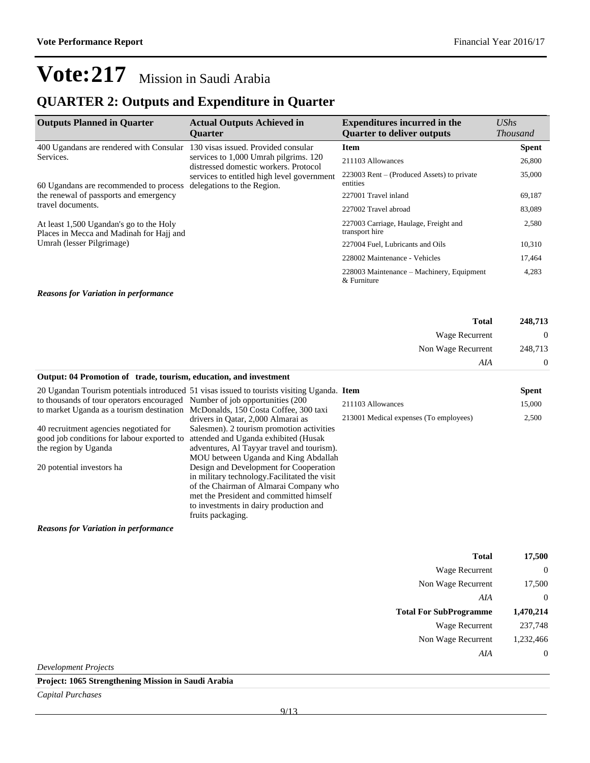# Vote:217 Mission in Saudi Arabia

## QUARTER 2: Outputs and Expenditure in Quarter

| Outputs Planned in Quarter | Actual Outputs Achieved in Quarter | Expenditures incurred in the Quarter to deliver outputs | UShs Thousand |
|---|---|---|---|
| 400 Ugandans are rendered with Consular Services.<br><br>60 Ugandans are recommended to process the renewal of passports and emergency travel documents.<br><br>At least 1,500 Ugandan's go to the Holy Places in Mecca and Madinah for Hajj and Umrah (lesser Pilgrimage) | 130 visas issued. Provided consular services to 1,000 Umrah pilgrims. 120 distressed domestic workers. Protocol services to entitled high level government delegations to the Region. | **Item** | **Spent** |
| | | 211103 Allowances | 26,800 |
| | | 223003 Rent – (Produced Assets) to private entities | 35,000 |
| | | 227001 Travel inland | 69,187 |
| | | 227002 Travel abroad | 83,089 |
| | | 227003 Carriage, Haulage, Freight and transport hire | 2,580 |
| | | 227004 Fuel, Lubricants and Oils | 10,310 |
| | | 228002 Maintenance - Vehicles | 17,464 |
| | | 228003 Maintenance – Machinery, Equipment & Furniture | 4,283 |

***Reasons for Variation in performance***

| | |
|---|---|
| **Total** | **248,713** |
| Wage Recurrent | 0 |
| Non Wage Recurrent | 248,713 |
| *AIA* | 0 |

**Output: 04 Promotion of trade, tourism, education, and investment**

| Outputs Planned in Quarter | Actual Outputs Achieved in Quarter | Item | Spent |
|---|---|---|---|
| 20 Ugandan Tourism potentials introduced to thousands of tour operators encouraged to market Uganda as a tourism destination<br><br>40 recruitment agencies negotiated for good job conditions for labour exported to the region by Uganda<br><br>20 potential investors ha | 51 visas issued to tourists visiting Uganda. Number of job opportunities (200 McDonalds, 150 Costa Coffee, 300 taxi drivers in Qatar, 2,000 Almarai as Salesmen). 2 tourism promotion activities attended and Uganda exhibited (Husak adventures, Al Tayyar travel and tourism). MOU between Uganda and King Abdallah Design and Development for Cooperation in military technology.Facilitated the visit of the Chairman of Almarai Company who met the President and committed himself to investments in dairy production and fruits packaging. | 211103 Allowances | 15,000 |
| | | 213001 Medical expenses (To employees) | 2,500 |

***Reasons for Variation in performance***

| | |
|---|---|
| **Total** | **17,500** |
| Wage Recurrent | 0 |
| Non Wage Recurrent | 17,500 |
| *AIA* | 0 |
| **Total For SubProgramme** | **1,470,214** |
| Wage Recurrent | 237,748 |
| Non Wage Recurrent | 1,232,466 |
| *AIA* | 0 |

*Development Projects*

**Project: 1065 Strengthening Mission in Saudi Arabia**

*Capital Purchases*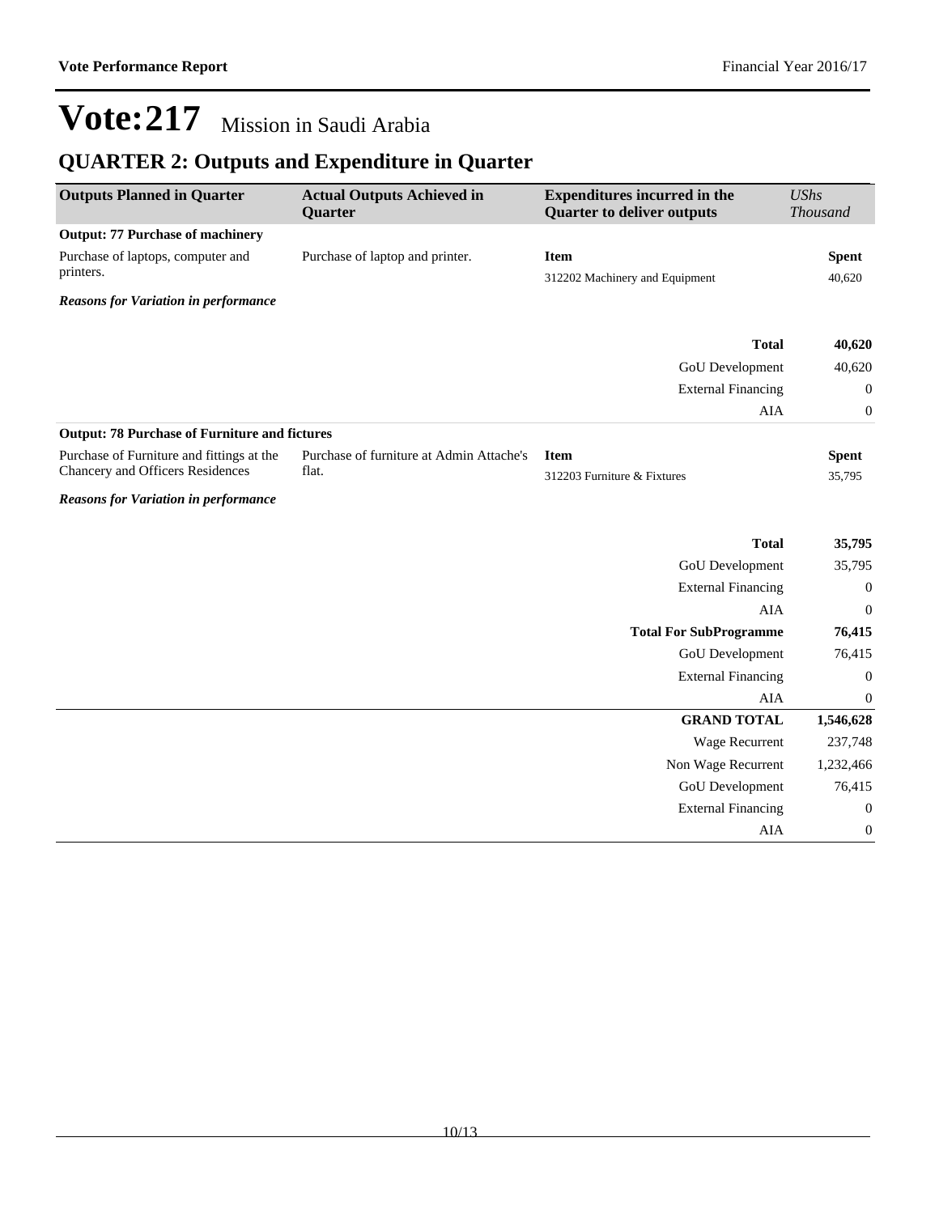# Vote:217 Mission in Saudi Arabia

## QUARTER 2: Outputs and Expenditure in Quarter

| Outputs Planned in Quarter | Actual Outputs Achieved in Quarter | Expenditures incurred in the Quarter to deliver outputs | *UShs Thousand* |
|---|---|---|---|
| **Output: 77 Purchase of machinery** | | | |
| Purchase of laptops, computer and printers. | Purchase of laptop and printer. | **Item** | **Spent** |
| | | 312202 Machinery and Equipment | 40,620 |
| ***Reasons for Variation in performance*** | | | |
| | | **Total** | **40,620** |
| | | GoU Development | 40,620 |
| | | External Financing | 0 |
| | | AIA | 0 |
| **Output: 78 Purchase of Furniture and fictures** | | | |
| Purchase of Furniture and fittings at the Chancery and Officers Residences | Purchase of furniture at Admin Attache's flat. | **Item** | **Spent** |
| | | 312203 Furniture & Fixtures | 35,795 |
| ***Reasons for Variation in performance*** | | | |
| | | **Total** | **35,795** |
| | | GoU Development | 35,795 |
| | | External Financing | 0 |
| | | AIA | 0 |
| | | **Total For SubProgramme** | **76,415** |
| | | GoU Development | 76,415 |
| | | External Financing | 0 |
| | | AIA | 0 |
| | | **GRAND TOTAL** | **1,546,628** |
| | | Wage Recurrent | 237,748 |
| | | Non Wage Recurrent | 1,232,466 |
| | | GoU Development | 76,415 |
| | | External Financing | 0 |
| | | AIA | 0 |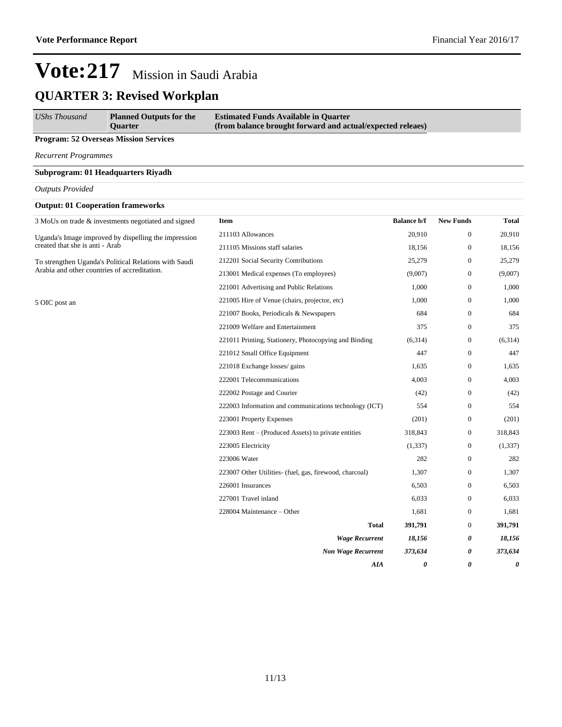# Vote:217 Mission in Saudi Arabia

## QUARTER 3: Revised Workplan

| *UShs Thousand* | **Planned Outputs for the Quarter** | **Estimated Funds Available in Quarter (from balance brought forward and actual/expected releaes)** |
|---|---|---|

**Program: 52 Overseas Mission Services**

*Recurrent Programmes*

**Subprogram: 01 Headquarters Riyadh**

*Outputs Provided*

**Output: 01 Cooperation frameworks**

3 MoUs on trade & investments negotiated and signed

Uganda's Image improved by dispelling the impression created that she is anti - Arab

To strengthen Uganda's Political Relations with Saudi Arabia and other countries of accreditation.

5 OIC post an

| Item | Balance b/f | New Funds | Total |
|---|---|---|---|
| 211103 Allowances | 20,910 | 0 | 20,910 |
| 211105 Missions staff salaries | 18,156 | 0 | 18,156 |
| 212201 Social Security Contributions | 25,279 | 0 | 25,279 |
| 213001 Medical expenses (To employees) | (9,007) | 0 | (9,007) |
| 221001 Advertising and Public Relations | 1,000 | 0 | 1,000 |
| 221005 Hire of Venue (chairs, projector, etc) | 1,000 | 0 | 1,000 |
| 221007 Books, Periodicals & Newspapers | 684 | 0 | 684 |
| 221009 Welfare and Entertainment | 375 | 0 | 375 |
| 221011 Printing, Stationery, Photocopying and Binding | (6,314) | 0 | (6,314) |
| 221012 Small Office Equipment | 447 | 0 | 447 |
| 221018 Exchange losses/ gains | 1,635 | 0 | 1,635 |
| 222001 Telecommunications | 4,003 | 0 | 4,003 |
| 222002 Postage and Courier | (42) | 0 | (42) |
| 222003 Information and communications technology (ICT) | 554 | 0 | 554 |
| 223001 Property Expenses | (201) | 0 | (201) |
| 223003 Rent – (Produced Assets) to private entities | 318,843 | 0 | 318,843 |
| 223005 Electricity | (1,337) | 0 | (1,337) |
| 223006 Water | 282 | 0 | 282 |
| 223007 Other Utilities- (fuel, gas, firewood, charcoal) | 1,307 | 0 | 1,307 |
| 226001 Insurances | 6,503 | 0 | 6,503 |
| 227001 Travel inland | 6,033 | 0 | 6,033 |
| 228004 Maintenance – Other | 1,681 | 0 | 1,681 |
| **Total** | **391,791** | 0 | **391,791** |
| ***Wage Recurrent*** | ***18,156*** | ***0*** | ***18,156*** |
| ***Non Wage Recurrent*** | ***373,634*** | ***0*** | ***373,634*** |
| ***AIA*** | ***0*** | ***0*** | ***0*** |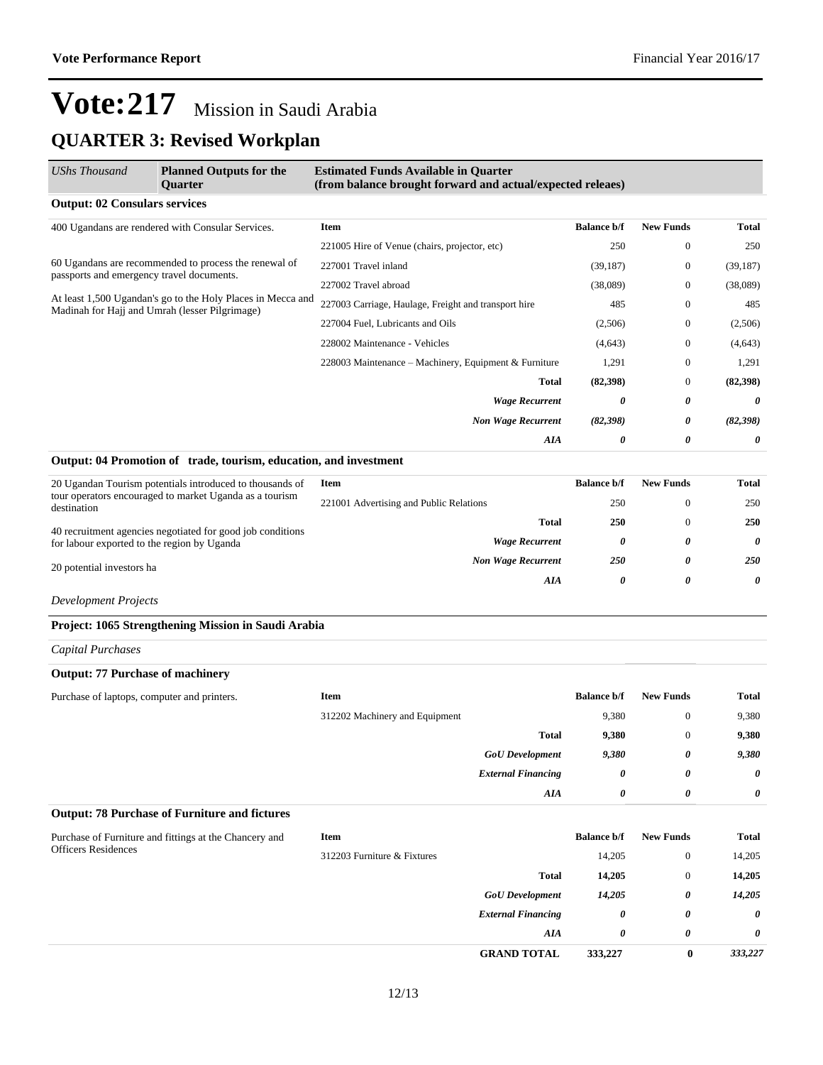# Vote:217 Mission in Saudi Arabia

## QUARTER 3: Revised Workplan

| *UShs Thousand* | **Planned Outputs for the Quarter** | **Estimated Funds Available in Quarter (from balance brought forward and actual/expected releaes)** | | | |
|---|---|---|---|---|---|

### Output: 02 Consulars services

400 Ugandans are rendered with Consular Services.

60 Ugandans are recommended to process the renewal of passports and emergency travel documents.

At least 1,500 Ugandan's go to the Holy Places in Mecca and Madinah for Hajj and Umrah (lesser Pilgrimage)

| Item | Balance b/f | New Funds | Total |
|---|---|---|---|
| 221005 Hire of Venue (chairs, projector, etc) | 250 | 0 | 250 |
| 227001 Travel inland | (39,187) | 0 | (39,187) |
| 227002 Travel abroad | (38,089) | 0 | (38,089) |
| 227003 Carriage, Haulage, Freight and transport hire | 485 | 0 | 485 |
| 227004 Fuel, Lubricants and Oils | (2,506) | 0 | (2,506) |
| 228002 Maintenance - Vehicles | (4,643) | 0 | (4,643) |
| 228003 Maintenance – Machinery, Equipment & Furniture | 1,291 | 0 | 1,291 |
| **Total** | **(82,398)** | 0 | **(82,398)** |
| ***Wage Recurrent*** | ***0*** | ***0*** | ***0*** |
| ***Non Wage Recurrent*** | ***(82,398)*** | ***0*** | ***(82,398)*** |
| ***AIA*** | ***0*** | ***0*** | ***0*** |

### Output: 04 Promotion of trade, tourism, education, and investment

20 Ugandan Tourism potentials introduced to thousands of tour operators encouraged to market Uganda as a tourism destination

40 recruitment agencies negotiated for good job conditions for labour exported to the region by Uganda

20 potential investors ha

| Item | Balance b/f | New Funds | Total |
|---|---|---|---|
| 221001 Advertising and Public Relations | 250 | 0 | 250 |
| **Total** | **250** | 0 | **250** |
| ***Wage Recurrent*** | ***0*** | ***0*** | ***0*** |
| ***Non Wage Recurrent*** | ***250*** | ***0*** | ***250*** |
| ***AIA*** | ***0*** | ***0*** | ***0*** |

*Development Projects*

### Project: 1065 Strengthening Mission in Saudi Arabia

*Capital Purchases*

### Output: 77 Purchase of machinery

Purchase of laptops, computer and printers.

| Item | Balance b/f | New Funds | Total |
|---|---|---|---|
| 312202 Machinery and Equipment | 9,380 | 0 | 9,380 |
| **Total** | **9,380** | 0 | **9,380** |
| ***GoU Development*** | ***9,380*** | ***0*** | ***9,380*** |
| ***External Financing*** | ***0*** | ***0*** | ***0*** |
| ***AIA*** | ***0*** | ***0*** | ***0*** |

### Output: 78 Purchase of Furniture and fictures

Purchase of Furniture and fittings at the Chancery and Officers Residences

| Item | Balance b/f | New Funds | Total |
|---|---|---|---|
| 312203 Furniture & Fixtures | 14,205 | 0 | 14,205 |
| **Total** | **14,205** | 0 | **14,205** |
| ***GoU Development*** | ***14,205*** | ***0*** | ***14,205*** |
| ***External Financing*** | ***0*** | ***0*** | ***0*** |
| ***AIA*** | ***0*** | ***0*** | ***0*** |
| **GRAND TOTAL** | **333,227** | **0** | ***333,227*** |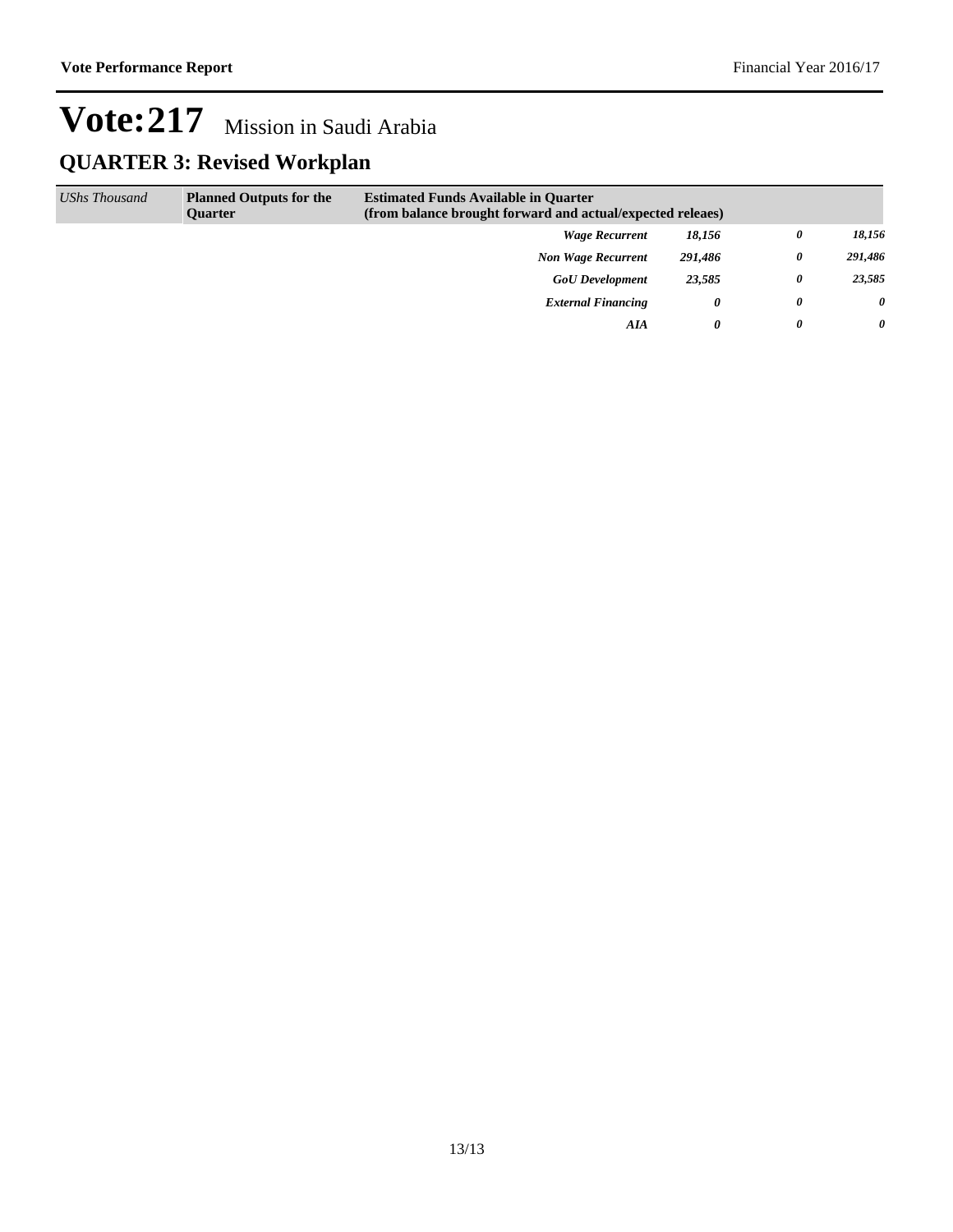# Vote:217 Mission in Saudi Arabia

## QUARTER 3: Revised Workplan

| *UShs Thousand* | **Planned Outputs for the Quarter** | **Estimated Funds Available in Quarter (from balance brought forward and actual/expected releaes)** | | | |
|---|---|---|---|---|---|
| | | ***Wage Recurrent*** | ***18,156*** | ***0*** | ***18,156*** |
| | | ***Non Wage Recurrent*** | ***291,486*** | ***0*** | ***291,486*** |
| | | ***GoU Development*** | ***23,585*** | ***0*** | ***23,585*** |
| | | ***External Financing*** | ***0*** | ***0*** | ***0*** |
| | | ***AIA*** | ***0*** | ***0*** | ***0*** |